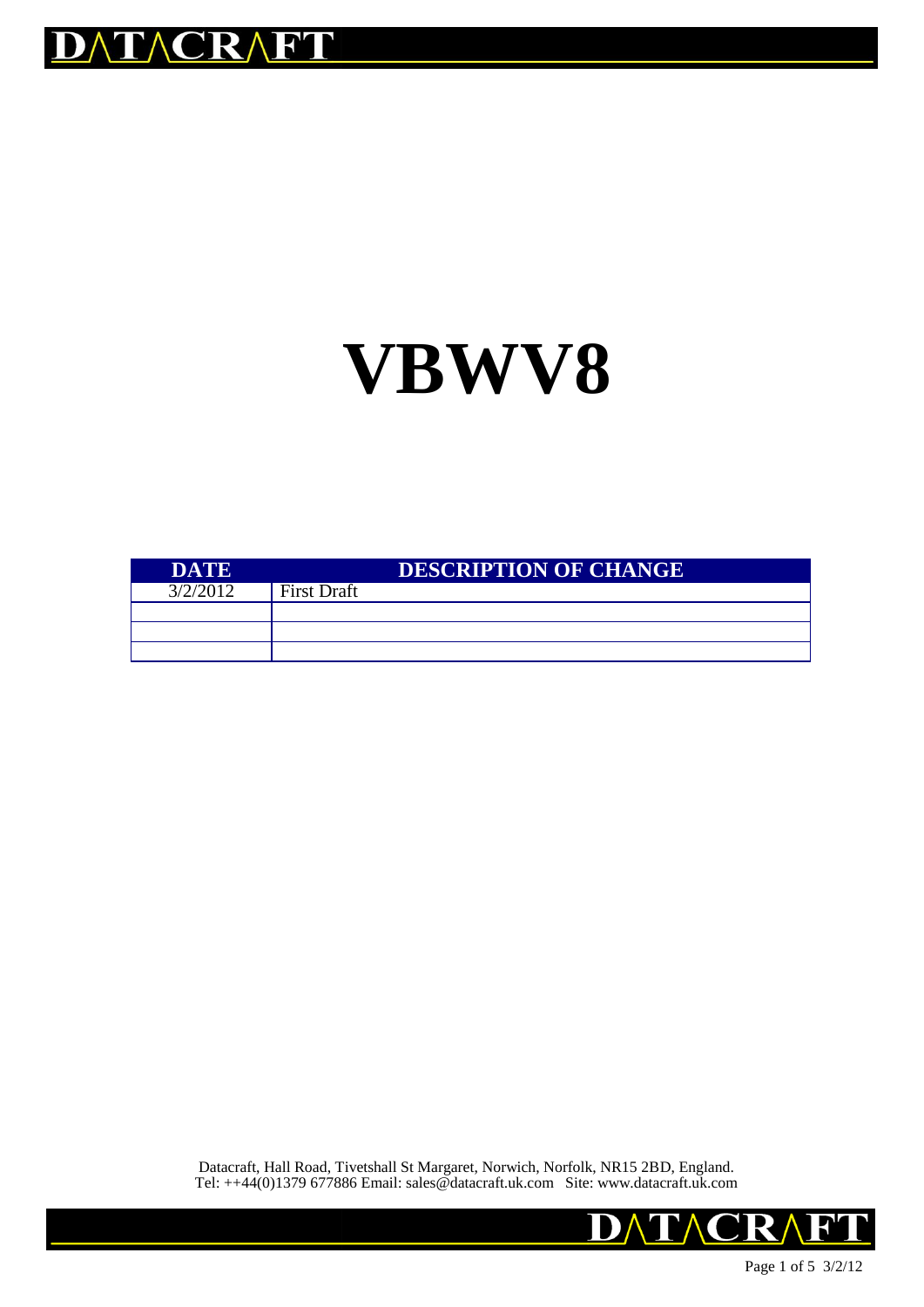# VBWV8

| DATE | DESCRIPTION OF CHANGE |
|---|---|
| 3/2/2012 | First Draft |
| | |
| | |
| | |

Datacraft, Hall Road, Tivetshall St Margaret, Norwich, Norfolk, NR15 2BD, England.
Tel: ++44(0)1379 677886 Email: sales@datacraft.uk.com Site: www.datacraft.uk.com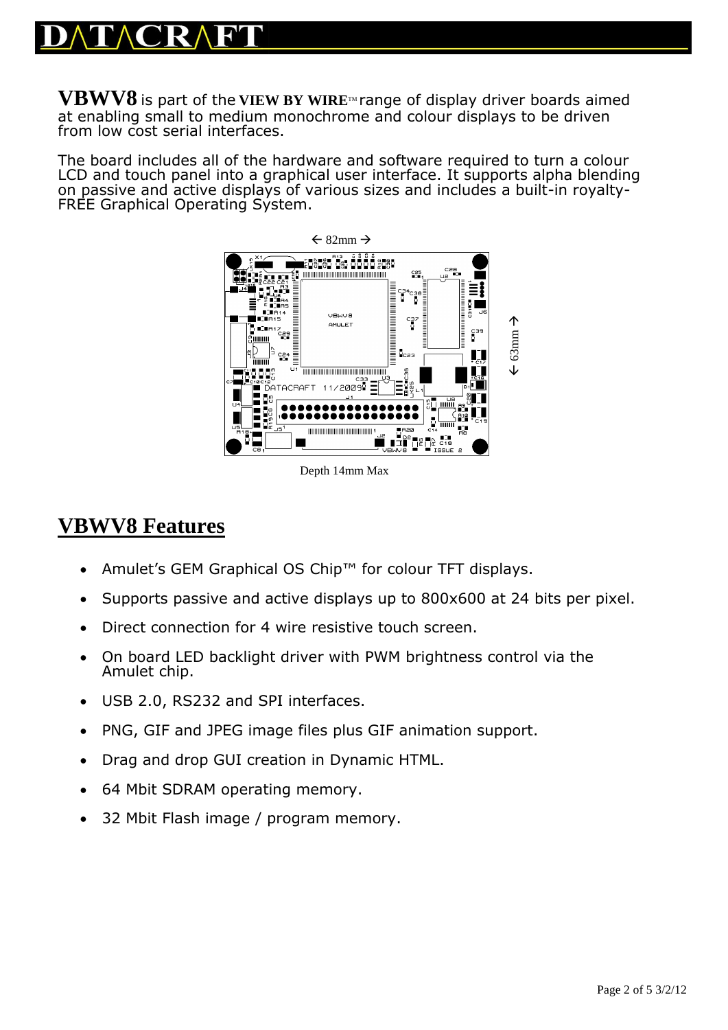**VBWV8** is part of the **VIEW BY WIRE**™ range of display driver boards aimed at enabling small to medium monochrome and colour displays to be driven from low cost serial interfaces.

The board includes all of the hardware and software required to turn a colour LCD and touch panel into a graphical user interface. It supports alpha blending on passive and active displays of various sizes and includes a built-in royalty-FREE Graphical Operating System.

← 82mm →

↑ 63mm ↓

Depth 14mm Max

## VBWV8 Features

- Amulet's GEM Graphical OS Chip™ for colour TFT displays.
- Supports passive and active displays up to 800x600 at 24 bits per pixel.
- Direct connection for 4 wire resistive touch screen.
- On board LED backlight driver with PWM brightness control via the Amulet chip.
- USB 2.0, RS232 and SPI interfaces.
- PNG, GIF and JPEG image files plus GIF animation support.
- Drag and drop GUI creation in Dynamic HTML.
- 64 Mbit SDRAM operating memory.
- 32 Mbit Flash image / program memory.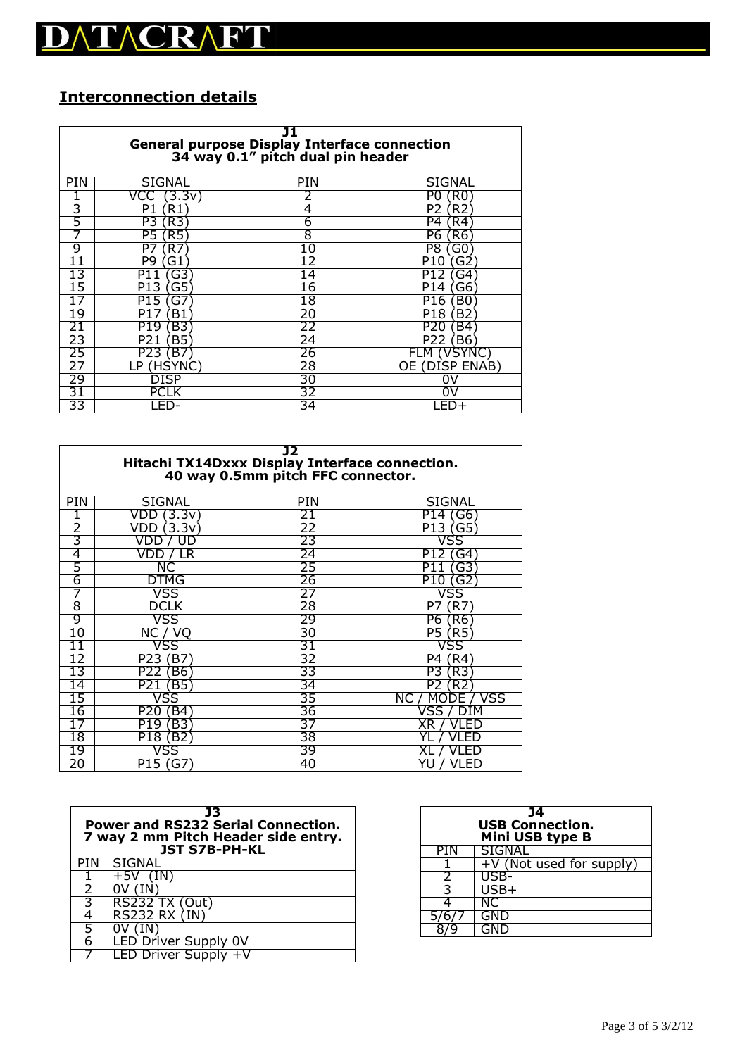## Interconnection details

| J1<br>General purpose Display Interface connection<br>34 way 0.1" pitch dual pin header | | | |
|---|---|---|---|
| PIN | SIGNAL | PIN | SIGNAL |
| 1 | VCC (3.3v) | 2 | P0 (R0) |
| 3 | P1 (R1) | 4 | P2 (R2) |
| 5 | P3 (R3) | 6 | P4 (R4) |
| 7 | P5 (R5) | 8 | P6 (R6) |
| 9 | P7 (R7) | 10 | P8 (G0) |
| 11 | P9 (G1) | 12 | P10 (G2) |
| 13 | P11 (G3) | 14 | P12 (G4) |
| 15 | P13 (G5) | 16 | P14 (G6) |
| 17 | P15 (G7) | 18 | P16 (B0) |
| 19 | P17 (B1) | 20 | P18 (B2) |
| 21 | P19 (B3) | 22 | P20 (B4) |
| 23 | P21 (B5) | 24 | P22 (B6) |
| 25 | P23 (B7) | 26 | FLM (VSYNC) |
| 27 | LP (HSYNC) | 28 | OE (DISP ENAB) |
| 29 | DISP | 30 | 0V |
| 31 | PCLK | 32 | 0V |
| 33 | LED- | 34 | LED+ |

| J2<br>Hitachi TX14Dxxx Display Interface connection.<br>40 way 0.5mm pitch FFC connector. | | | |
|---|---|---|---|
| PIN | SIGNAL | PIN | SIGNAL |
| 1 | VDD (3.3v) | 21 | P14 (G6) |
| 2 | VDD (3.3v) | 22 | P13 (G5) |
| 3 | VDD / UD | 23 | VSS |
| 4 | VDD / LR | 24 | P12 (G4) |
| 5 | NC | 25 | P11 (G3) |
| 6 | DTMG | 26 | P10 (G2) |
| 7 | VSS | 27 | VSS |
| 8 | DCLK | 28 | P7 (R7) |
| 9 | VSS | 29 | P6 (R6) |
| 10 | NC / VQ | 30 | P5 (R5) |
| 11 | VSS | 31 | VSS |
| 12 | P23 (B7) | 32 | P4 (R4) |
| 13 | P22 (B6) | 33 | P3 (R3) |
| 14 | P21 (B5) | 34 | P2 (R2) |
| 15 | VSS | 35 | NC / MODE / VSS |
| 16 | P20 (B4) | 36 | VSS / DIM |
| 17 | P19 (B3) | 37 | XR / VLED |
| 18 | P18 (B2) | 38 | YL / VLED |
| 19 | VSS | 39 | XL / VLED |
| 20 | P15 (G7) | 40 | YU / VLED |

| J3<br>Power and RS232 Serial Connection.<br>7 way 2 mm Pitch Header side entry.<br>JST S7B-PH-KL | |
|---|---|
| PIN | SIGNAL |
| 1 | +5V (IN) |
| 2 | 0V (IN) |
| 3 | RS232 TX (Out) |
| 4 | RS232 RX (IN) |
| 5 | 0V (IN) |
| 6 | LED Driver Supply 0V |
| 7 | LED Driver Supply +V |

| J4<br>USB Connection.<br>Mini USB type B | |
|---|---|
| PIN | SIGNAL |
| 1 | +V (Not used for supply) |
| 2 | USB- |
| 3 | USB+ |
| 4 | NC |
| 5/6/7 | GND |
| 8/9 | GND |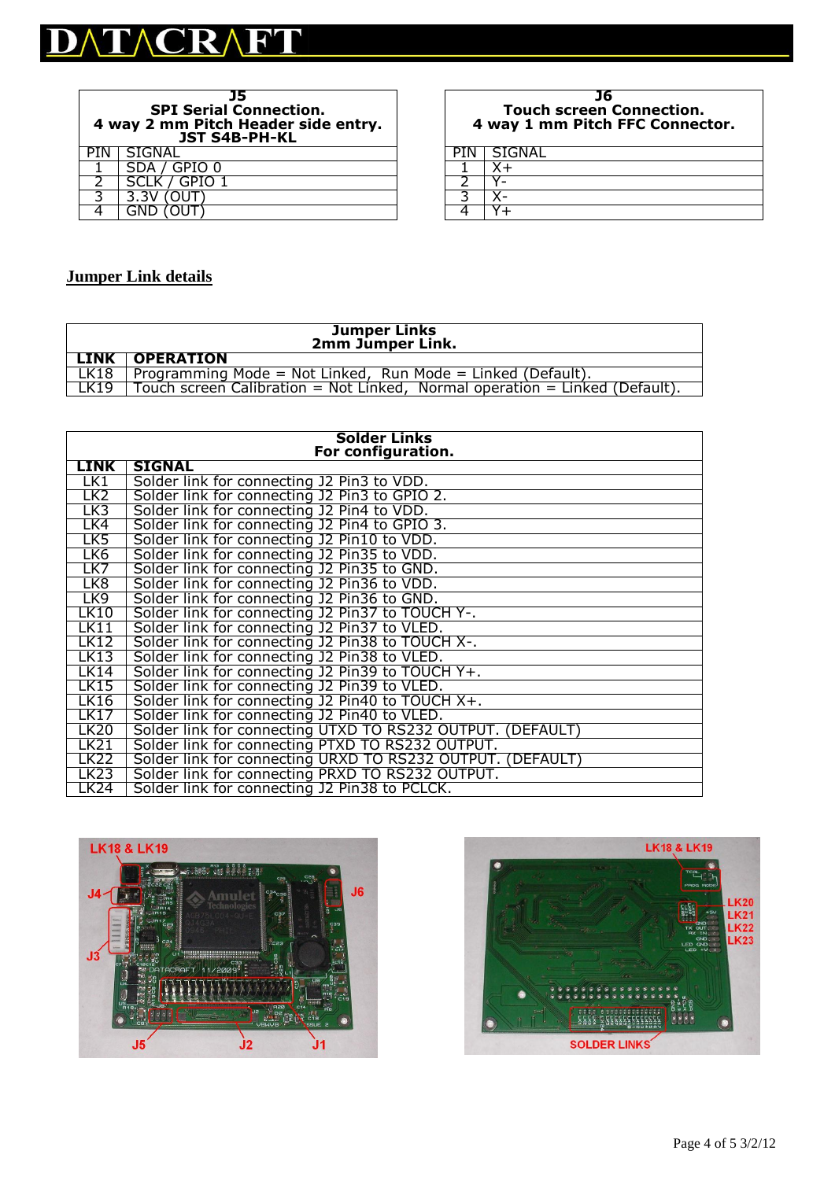| J5 SPI Serial Connection. 4 way 2 mm Pitch Header side entry. JST S4B-PH-KL | |
|---|---|
| PIN | SIGNAL |
| 1 | SDA / GPIO 0 |
| 2 | SCLK / GPIO 1 |
| 3 | 3.3V (OUT) |
| 4 | GND (OUT) |

| J6 Touch screen Connection. 4 way 1 mm Pitch FFC Connector. | |
|---|---|
| PIN | SIGNAL |
| 1 | X+ |
| 2 | Y- |
| 3 | X- |
| 4 | Y+ |

## Jumper Link details

| Jumper Links 2mm Jumper Link. | |
|---|---|
| **LINK** | **OPERATION** |
| LK18 | Programming Mode = Not Linked, Run Mode = Linked (Default). |
| LK19 | Touch screen Calibration = Not Linked, Normal operation = Linked (Default). |

| Solder Links For configuration. | |
|---|---|
| **LINK** | **SIGNAL** |
| LK1 | Solder link for connecting J2 Pin3 to VDD. |
| LK2 | Solder link for connecting J2 Pin3 to GPIO 2. |
| LK3 | Solder link for connecting J2 Pin4 to VDD. |
| LK4 | Solder link for connecting J2 Pin4 to GPIO 3. |
| LK5 | Solder link for connecting J2 Pin10 to VDD. |
| LK6 | Solder link for connecting J2 Pin35 to VDD. |
| LK7 | Solder link for connecting J2 Pin35 to GND. |
| LK8 | Solder link for connecting J2 Pin36 to VDD. |
| LK9 | Solder link for connecting J2 Pin36 to GND. |
| LK10 | Solder link for connecting J2 Pin37 to TOUCH Y-. |
| LK11 | Solder link for connecting J2 Pin37 to VLED. |
| LK12 | Solder link for connecting J2 Pin38 to TOUCH X-. |
| LK13 | Solder link for connecting J2 Pin38 to VLED. |
| LK14 | Solder link for connecting J2 Pin39 to TOUCH Y+. |
| LK15 | Solder link for connecting J2 Pin39 to VLED. |
| LK16 | Solder link for connecting J2 Pin40 to TOUCH X+. |
| LK17 | Solder link for connecting J2 Pin40 to VLED. |
| LK20 | Solder link for connecting UTXD TO RS232 OUTPUT. (DEFAULT) |
| LK21 | Solder link for connecting PTXD TO RS232 OUTPUT. |
| LK22 | Solder link for connecting URXD TO RS232 OUTPUT. (DEFAULT) |
| LK23 | Solder link for connecting PRXD TO RS232 OUTPUT. |
| LK24 | Solder link for connecting J2 Pin38 to PCLCK. |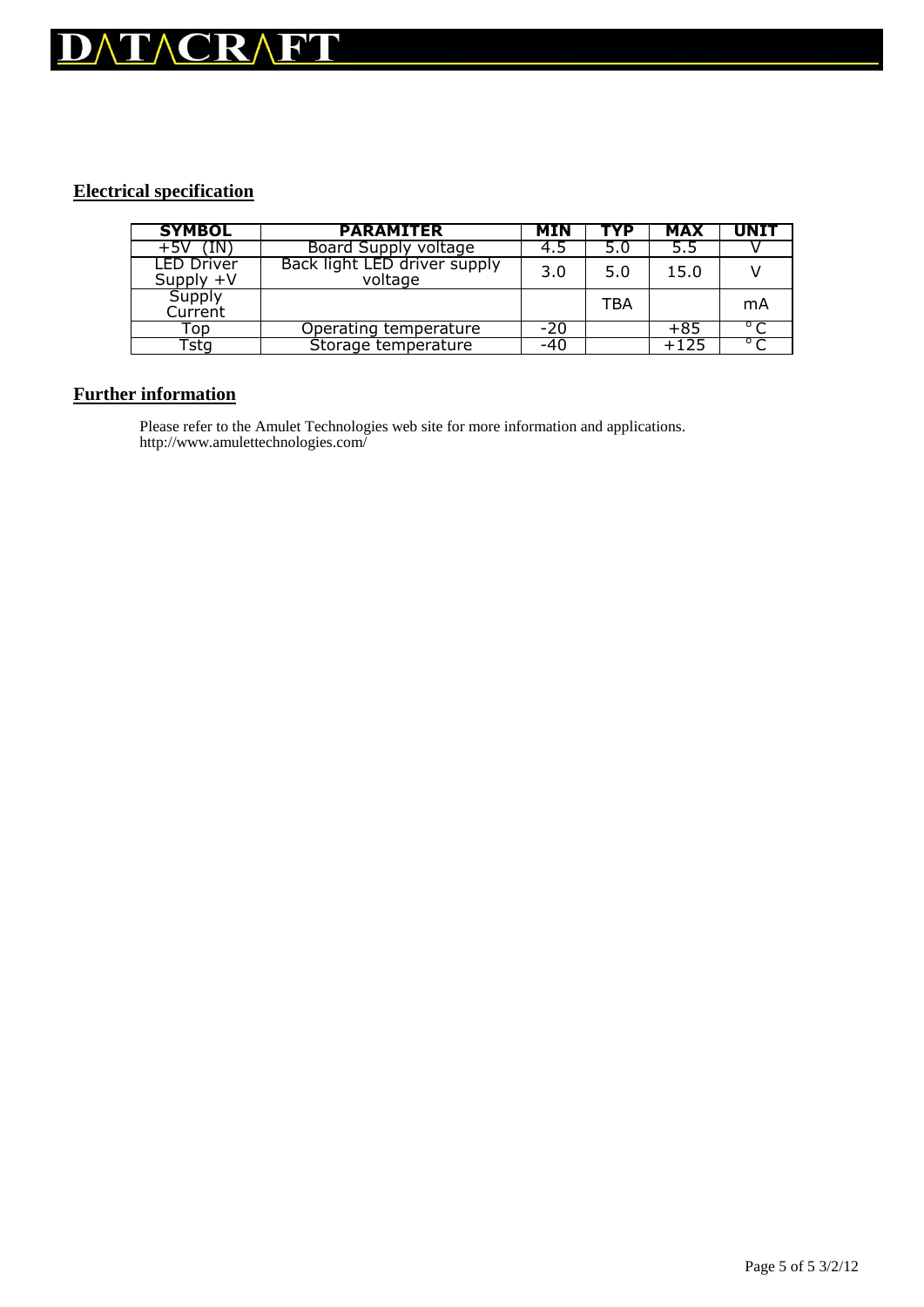## Electrical specification

| SYMBOL | PARAMITER | MIN | TYP | MAX | UNIT |
| --- | --- | --- | --- | --- | --- |
| +5V (IN) | Board Supply voltage | 4.5 | 5.0 | 5.5 | V |
| LED Driver Supply +V | Back light LED driver supply voltage | 3.0 | 5.0 | 15.0 | V |
| Supply Current | | | TBA | | mA |
| Top | Operating temperature | -20 | | +85 | °C |
| Tstg | Storage temperature | -40 | | +125 | °C |

## Further information

Please refer to the Amulet Technologies web site for more information and applications.
http://www.amulettechnologies.com/